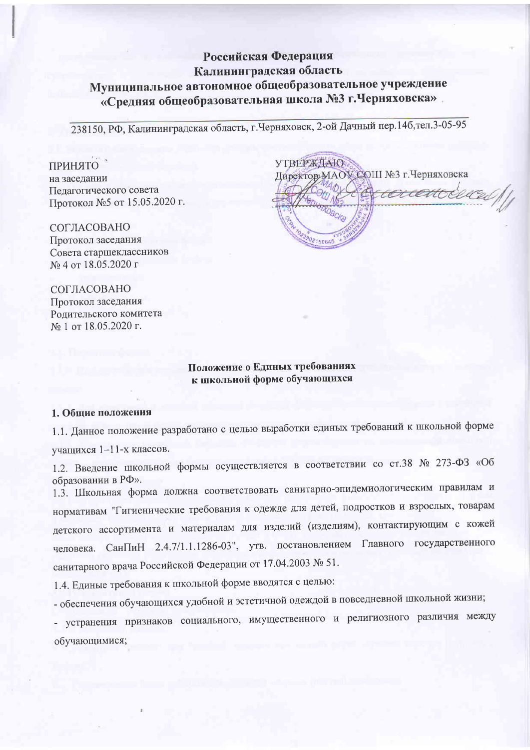**Российская Федерация**
**Калининградская область**
**Муниципальное автономное общеобразовательное учреждение**
**«Средняя общеобразовательная школа №3 г.Черняховска»**

238150, РФ, Калининградская область, г.Черняховск, 2-ой Дачный пер.14б,тел.3-05-95

ПРИНЯТО
на заседании
Педагогического совета
Протокол №5 от 15.05.2020 г.

УТВЕРЖДАЮ
Директор МАОУ СОШ №3 г.Черняховска

СОГЛАСОВАНО
Протокол заседания
Совета старшеклассников
№ 4 от 18.05.2020 г

СОГЛАСОВАНО
Протокол заседания
Родительского комитета
№ 1 от 18.05.2020 г.

## Положение о Единых требованиях к школьной форме обучающихся

### 1. Общие положения

1.1. Данное положение разработано с целью выработки единых требований к школьной форме учащихся 1–11-х классов.

1.2. Введение школьной формы осуществляется в соответствии со ст.38 № 273-ФЗ «Об образовании в РФ».

1.3. Школьная форма должна соответствовать санитарно-эпидемиологическим правилам и нормативам "Гигиенические требования к одежде для детей, подростков и взрослых, товарам детского ассортимента и материалам для изделий (изделиям), контактирующим с кожей человека. СанПиН 2.4.7/1.1.1286-03", утв. постановлением Главного государственного санитарного врача Российской Федерации от 17.04.2003 № 51.

1.4. Единые требования к школьной форме вводятся с целью:

- обеспечения обучающихся удобной и эстетичной одеждой в повседневной школьной жизни;
- устранения признаков социального, имущественного и религиозного различия между обучающимися;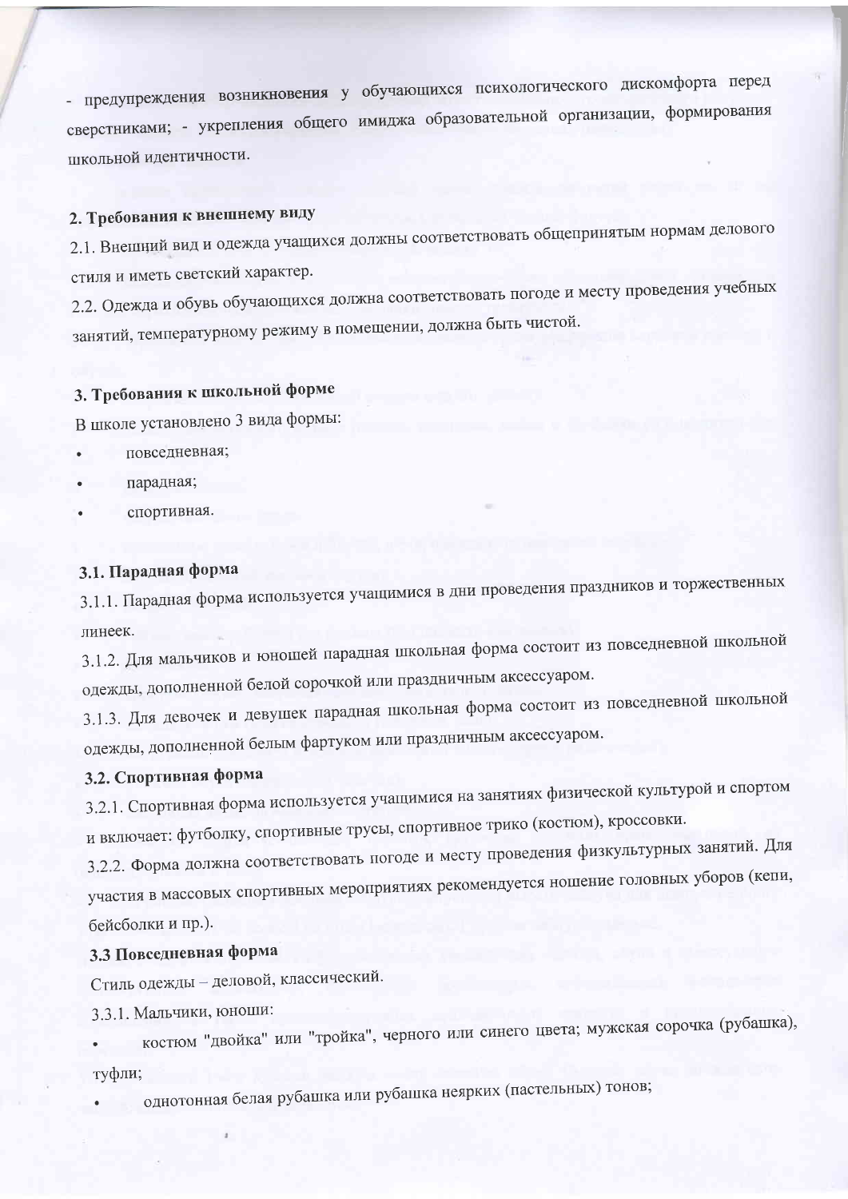- предупреждения возникновения у обучающихся психологического дискомфорта перед сверстниками; - укрепления общего имиджа образовательной организации, формирования школьной идентичности.

## 2. Требования к внешнему виду

2.1. Внешний вид и одежда учащихся должны соответствовать общепринятым нормам делового стиля и иметь светский характер.

2.2. Одежда и обувь обучающихся должна соответствовать погоде и месту проведения учебных занятий, температурному режиму в помещении, должна быть чистой.

## 3. Требования к школьной форме

В школе установлено 3 вида формы:

- повседневная;
- парадная;
- спортивная.

### 3.1. Парадная форма

3.1.1. Парадная форма используется учащимися в дни проведения праздников и торжественных линеек.

3.1.2. Для мальчиков и юношей парадная школьная форма состоит из повседневной школьной одежды, дополненной белой сорочкой или праздничным аксессуаром.

3.1.3. Для девочек и девушек парадная школьная форма состоит из повседневной школьной одежды, дополненной белым фартуком или праздничным аксессуаром.

### 3.2. Спортивная форма

3.2.1. Спортивная форма используется учащимися на занятиях физической культурой и спортом и включает: футболку, спортивные трусы, спортивное трико (костюм), кроссовки.

3.2.2. Форма должна соответствовать погоде и месту проведения физкультурных занятий. Для участия в массовых спортивных мероприятиях рекомендуется ношение головных уборов (кепи, бейсболки и пр.).

### 3.3 Повседневная форма

Стиль одежды – деловой, классический.

3.3.1. Мальчики, юноши:

- костюм "двойка" или "тройка", черного или синего цвета; мужская сорочка (рубашка), туфли;
- однотонная белая рубашка или рубашка неярких (пастельных) тонов;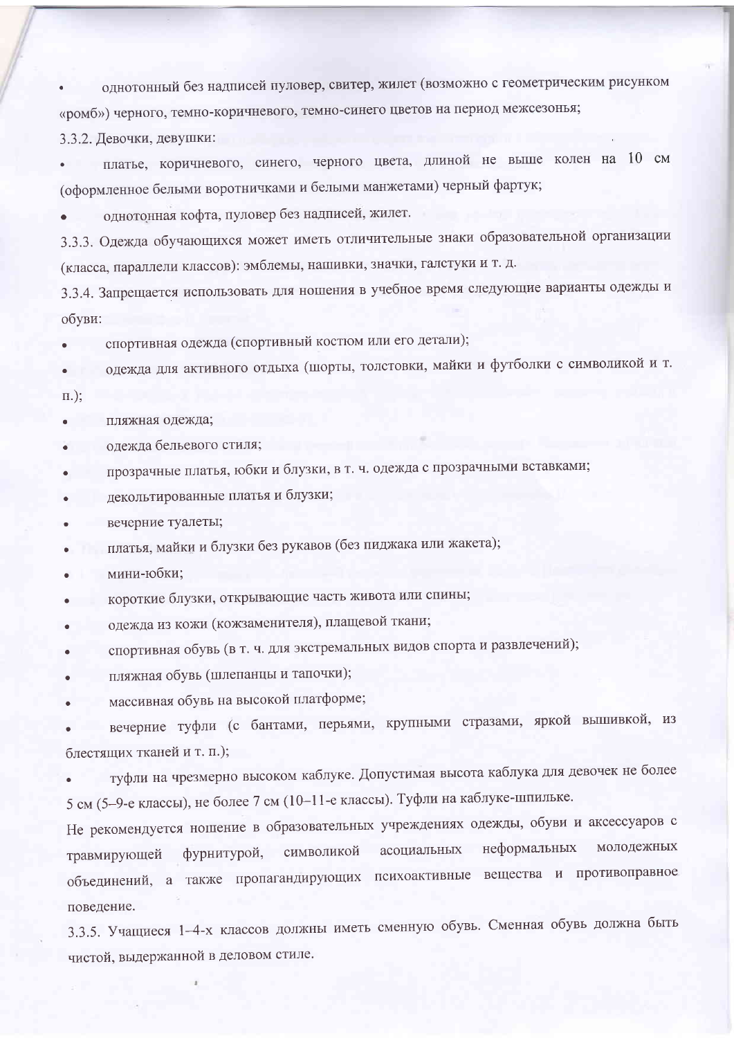- однотонный без надписей пуловер, свитер, жилет (возможно с геометрическим рисунком «ромб») черного, темно-коричневого, темно-синего цветов на период межсезонья;

3.3.2. Девочки, девушки:

- платье, коричневого, синего, черного цвета, длиной не выше колен на 10 см (оформленное белыми воротничками и белыми манжетами) черный фартук;
- однотонная кофта, пуловер без надписей, жилет.

3.3.3. Одежда обучающихся может иметь отличительные знаки образовательной организации (класса, параллели классов): эмблемы, нашивки, значки, галстуки и т. д.

3.3.4. Запрещается использовать для ношения в учебное время следующие варианты одежды и обуви:

- спортивная одежда (спортивный костюм или его детали);
- одежда для активного отдыха (шорты, толстовки, майки и футболки с символикой и т. п.);
- пляжная одежда;
- одежда бельевого стиля;
- прозрачные платья, юбки и блузки, в т. ч. одежда с прозрачными вставками;
- декольтированные платья и блузки;
- вечерние туалеты;
- платья, майки и блузки без рукавов (без пиджака или жакета);
- мини-юбки;
- короткие блузки, открывающие часть живота или спины;
- одежда из кожи (кожзаменителя), плащевой ткани;
- спортивная обувь (в т. ч. для экстремальных видов спорта и развлечений);
- пляжная обувь (шлепанцы и тапочки);
- массивная обувь на высокой платформе;
- вечерние туфли (с бантами, перьями, крупными стразами, яркой вышивкой, из блестящих тканей и т. п.);
- туфли на чрезмерно высоком каблуке. Допустимая высота каблука для девочек не более 5 см (5–9-е классы), не более 7 см (10–11-е классы). Туфли на каблуке-шпильке.

Не рекомендуется ношение в образовательных учреждениях одежды, обуви и аксессуаров с травмирующей фурнитурой, символикой асоциальных неформальных молодежных объединений, а также пропагандирующих психоактивные вещества и противоправное поведение.

3.3.5. Учащиеся 1–4-х классов должны иметь сменную обувь. Сменная обувь должна быть чистой, выдержанной в деловом стиле.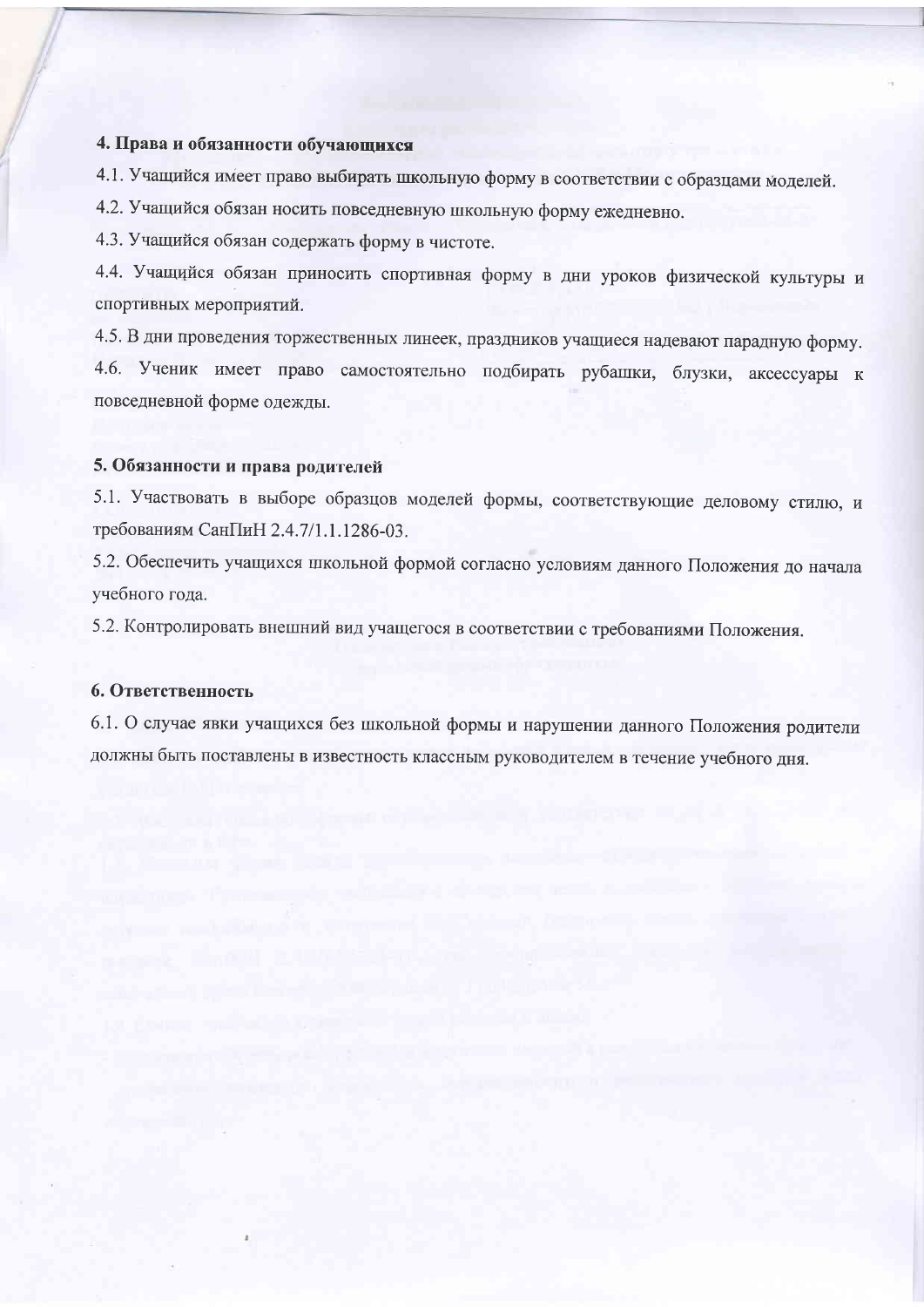## 4. Права и обязанности обучающихся

4.1. Учащийся имеет право выбирать школьную форму в соответствии с образцами моделей.

4.2. Учащийся обязан носить повседневную школьную форму ежедневно.

4.3. Учащийся обязан содержать форму в чистоте.

4.4. Учащийся обязан приносить спортивная форму в дни уроков физической культуры и спортивных мероприятий.

4.5. В дни проведения торжественных линеек, праздников учащиеся надевают парадную форму.

4.6. Ученик имеет право самостоятельно подбирать рубашки, блузки, аксессуары к повседневной форме одежды.

## 5. Обязанности и права родителей

5.1. Участвовать в выборе образцов моделей формы, соответствующие деловому стилю, и требованиям СанПиН 2.4.7/1.1.1286-03.

5.2. Обеспечить учащихся школьной формой согласно условиям данного Положения до начала учебного года.

5.2. Контролировать внешний вид учащегося в соответствии с требованиями Положения.

## 6. Ответственность

6.1. О случае явки учащихся без школьной формы и нарушении данного Положения родители должны быть поставлены в известность классным руководителем в течение учебного дня.